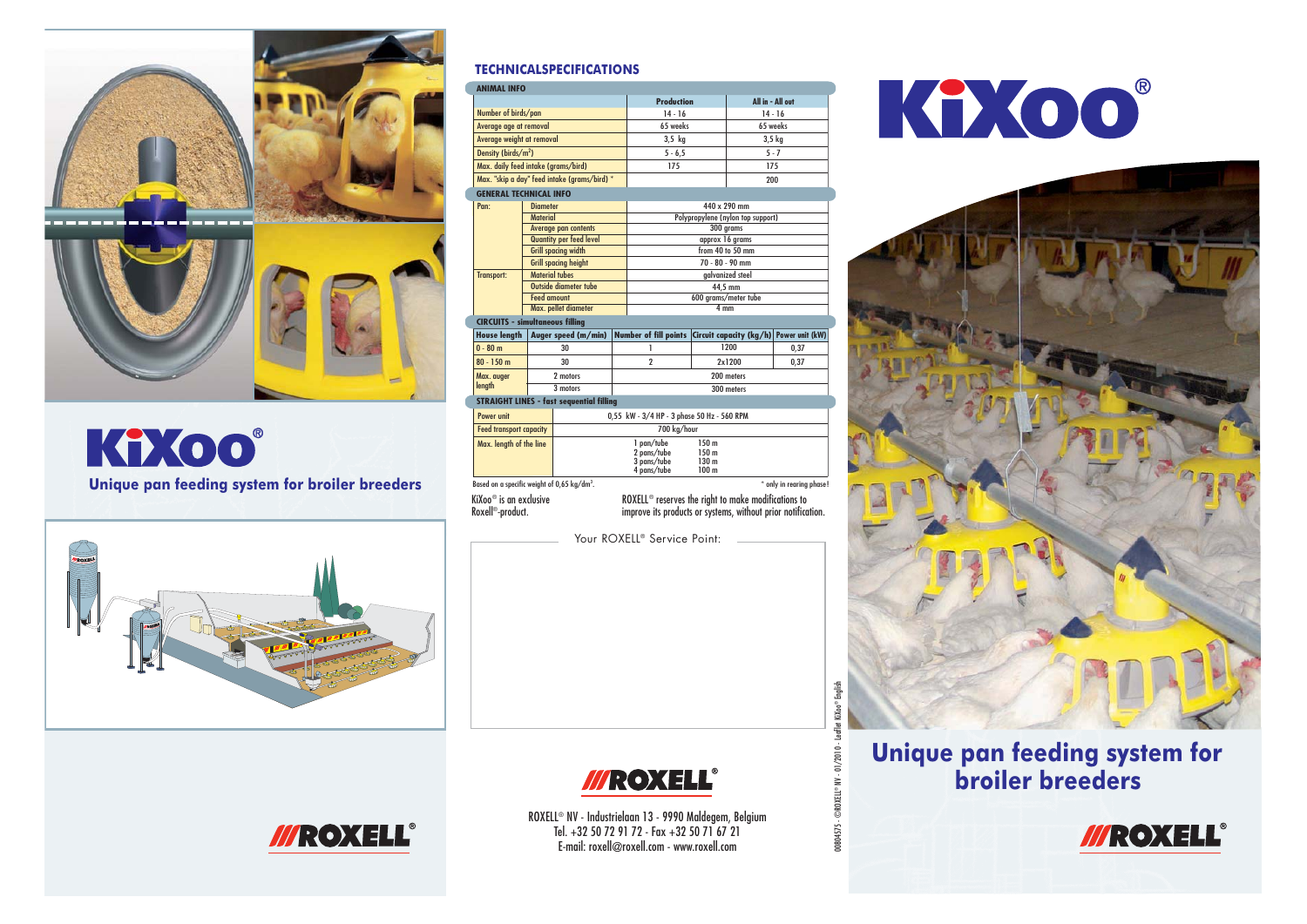# KiXoo®

**Unique pan feeding system for broiler breeders**

## TECHNICALSPECIFICATIONS

### ANIMAL INFO

| | Production | All in - All out |
|---|---|---|
| Number of birds/pan | 14 - 16 | 14 - 16 |
| Average age at removal | 65 weeks | 65 weeks |
| Average weight at removal | 3,5 kg | 3,5 kg |
| Density (birds/m²) | 5 - 6,5 | 5 - 7 |
| Max. daily feed intake (grams/bird) | 175 | 175 |
| Max. "skip a day" feed intake (grams/bird) * | | 200 |

### GENERAL TECHNICAL INFO

| | | |
|---|---|---|
| Pan: | Diameter | 440 x 290 mm |
| | Material | Polypropylene (nylon top support) |
| | Average pan contents | 300 grams |
| | Quantity per feed level | approx 16 grams |
| | Grill spacing width | from 40 to 50 mm |
| | Grill spacing height | 70 - 80 - 90 mm |
| Transport: | Material tubes | galvanized steel |
| | Outside diameter tube | 44,5 mm |
| | Feed amount | 600 grams/meter tube |
| | Max. pellet diameter | 4 mm |

### CIRCUITS - simultaneous filling

| House length | Auger speed (m/min) | Number of fill points | Circuit capacity (kg/h) | Power unit (kW) |
|---|---|---|---|---|
| 0 - 80 m | 30 | 1 | 1200 | 0,37 |
| 80 - 150 m | 30 | 2 | 2x1200 | 0,37 |
| Max. auger length | 2 motors | 200 meters | | |
| | 3 motors | 300 meters | | |

### STRAIGHT LINES - fast sequential filling

| | |
|---|---|
| Power unit | 0,55 kW - 3/4 HP - 3 phase 50 Hz - 560 RPM |
| Feed transport capacity | 700 kg/hour |
| Max. length of the line | 1 pan/tube 150 m<br>2 pans/tube 150 m<br>3 pans/tube 130 m<br>4 pans/tube 100 m |

Based on a specific weight of 0,65 kg/dm³.

* only in rearing phase!

KiXoo® is an exclusive Roxell®-product.

ROXELL® reserves the right to make modifications to improve its products or systems, without prior notification.

Your ROXELL® Service Point:

ROXELL®

ROXELL® NV - Industrielaan 13 - 9990 Maldegem, Belgium
Tel. +32 50 72 91 72 - Fax +32 50 71 67 21
E-mail: roxell@roxell.com - www.roxell.com

00084575 - ©ROXELL® NV - 01/2010 - Leaflet KiXoo® English

# KiXoo®

## Unique pan feeding system for broiler breeders

ROXELL®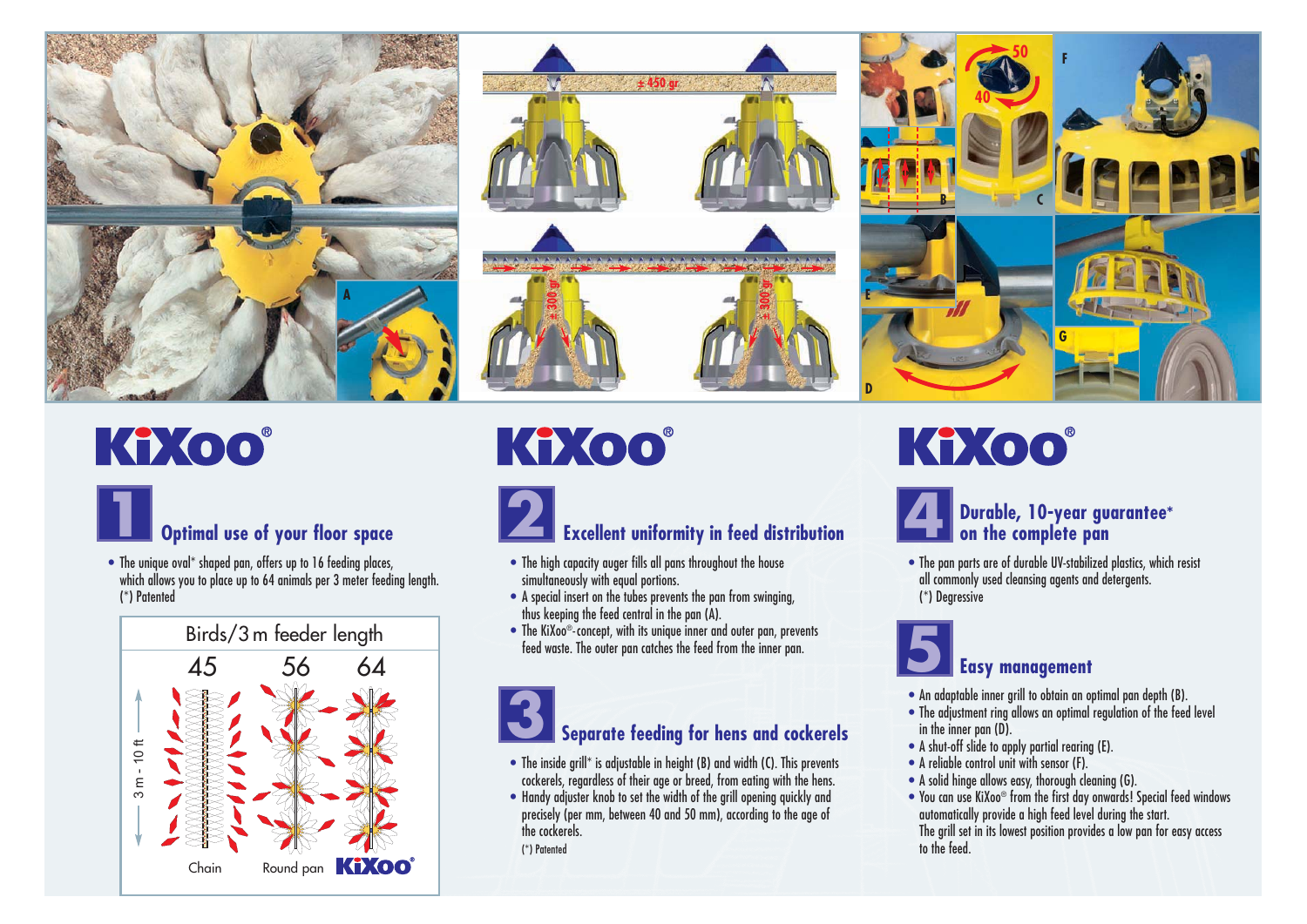# KiXoo®

## 1 Optimal use of your floor space

- The unique oval* shaped pan, offers up to 16 feeding places, which allows you to place up to 64 animals per 3 meter feeding length.
(*) Patented

Birds/3 m feeder length

45 56 64

3 m - 10 ft

Chain Round pan KiXoo®

# KiXoo®

## 2 Excellent uniformity in feed distribution

- The high capacity auger fills all pans throughout the house simultaneously with equal portions.
- A special insert on the tubes prevents the pan from swinging, thus keeping the feed central in the pan (A).
- The KiXoo®-concept, with its unique inner and outer pan, prevents feed waste. The outer pan catches the feed from the inner pan.

## 3 Separate feeding for hens and cockerels

- The inside grill* is adjustable in height (B) and width (C). This prevents cockerels, regardless of their age or breed, from eating with the hens.
- Handy adjuster knob to set the width of the grill opening quickly and precisely (per mm, between 40 and 50 mm), according to the age of the cockerels.

(*) Patented

# KiXoo®

## 4 Durable, 10-year guarantee* on the complete pan

- The pan parts are of durable UV-stabilized plastics, which resist all commonly used cleansing agents and detergents.
(*) Degressive

## 5 Easy management

- An adaptable inner grill to obtain an optimal pan depth (B).
- The adjustment ring allows an optimal regulation of the feed level in the inner pan (D).
- A shut-off slide to apply partial rearing (E).
- A reliable control unit with sensor (F).
- A solid hinge allows easy, thorough cleaning (G).
- You can use KiXoo® from the first day onwards! Special feed windows automatically provide a high feed level during the start.
The grill set in its lowest position provides a low pan for easy access to the feed.